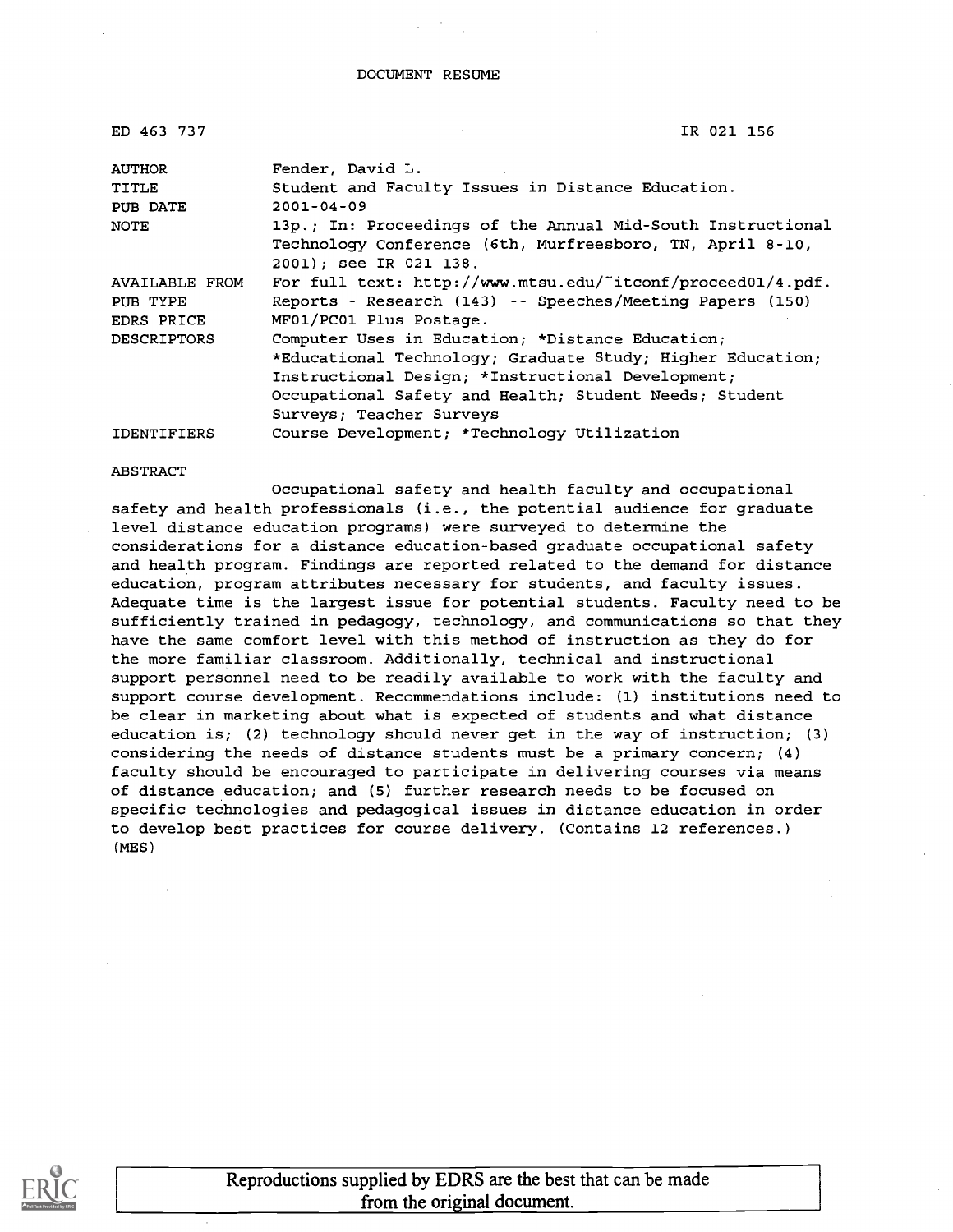DOCUMENT RESUME

| | |
|---|---|
| ED 463 737 | IR 021 156 |
| AUTHOR | Fender, David L. |
| TITLE | Student and Faculty Issues in Distance Education. |
| PUB DATE | 2001-04-09 |
| NOTE | 13p.; In: Proceedings of the Annual Mid-South Instructional Technology Conference (6th, Murfreesboro, TN, April 8-10, 2001); see IR 021 138. |
| AVAILABLE FROM | For full text: http://www.mtsu.edu/~itconf/proceed01/4.pdf. |
| PUB TYPE | Reports - Research (143) -- Speeches/Meeting Papers (150) |
| EDRS PRICE | MF01/PC01 Plus Postage. |
| DESCRIPTORS | Computer Uses in Education; *Distance Education; *Educational Technology; Graduate Study; Higher Education; Instructional Design; *Instructional Development; Occupational Safety and Health; Student Needs; Student Surveys; Teacher Surveys |
| IDENTIFIERS | Course Development; *Technology Utilization |

ABSTRACT

Occupational safety and health faculty and occupational safety and health professionals (i.e., the potential audience for graduate level distance education programs) were surveyed to determine the considerations for a distance education-based graduate occupational safety and health program. Findings are reported related to the demand for distance education, program attributes necessary for students, and faculty issues. Adequate time is the largest issue for potential students. Faculty need to be sufficiently trained in pedagogy, technology, and communications so that they have the same comfort level with this method of instruction as they do for the more familiar classroom. Additionally, technical and instructional support personnel need to be readily available to work with the faculty and support course development. Recommendations include: (1) institutions need to be clear in marketing about what is expected of students and what distance education is; (2) technology should never get in the way of instruction; (3) considering the needs of distance students must be a primary concern; (4) faculty should be encouraged to participate in delivering courses via means of distance education; and (5) further research needs to be focused on specific technologies and pedagogical issues in distance education in order to develop best practices for course delivery. (Contains 12 references.) (MES)

Reproductions supplied by EDRS are the best that can be made from the original document.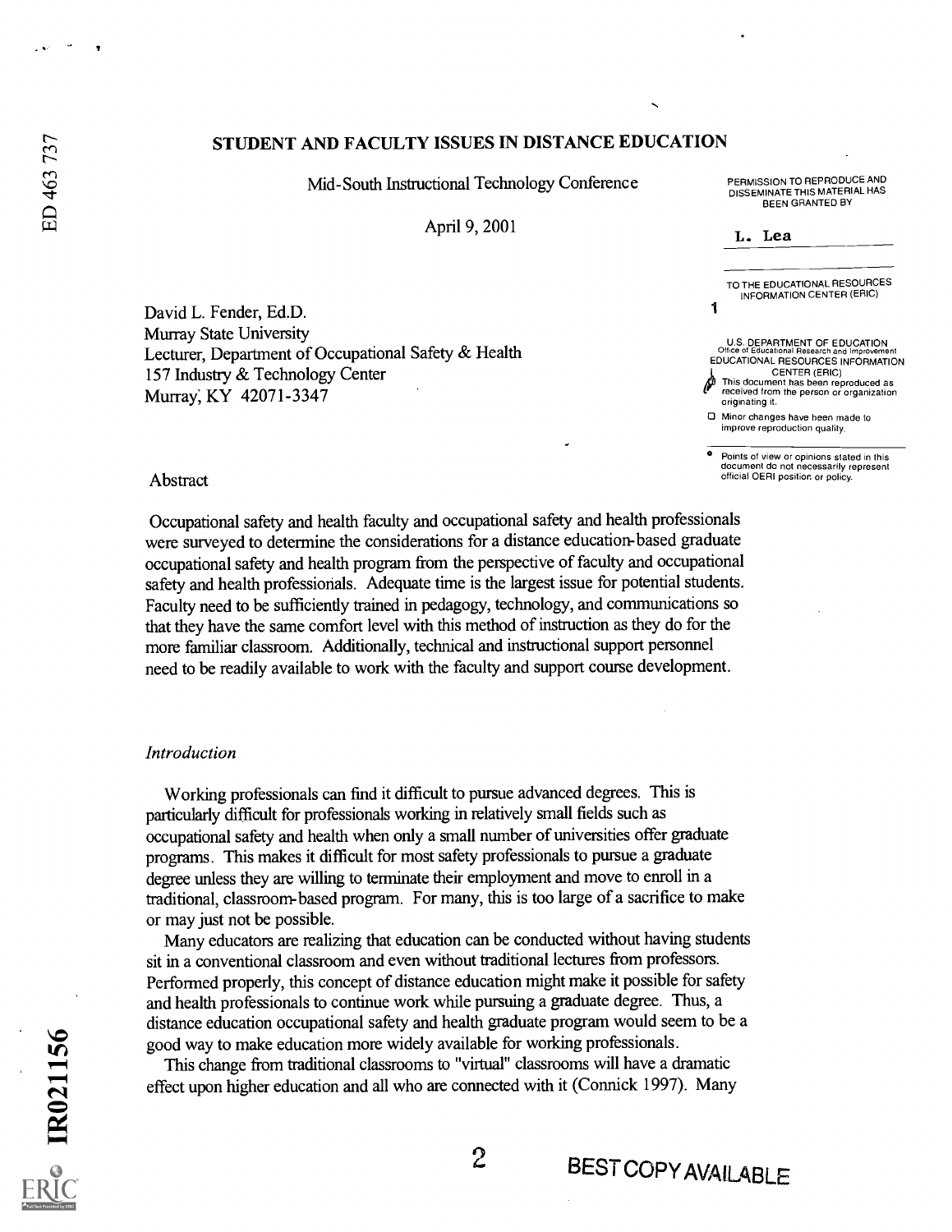# STUDENT AND FACULTY ISSUES IN DISTANCE EDUCATION

Mid-South Instructional Technology Conference

April 9, 2001

David L. Fender, Ed.D.
Murray State University
Lecturer, Department of Occupational Safety & Health
157 Industry & Technology Center
Murray, KY 42071-3347

## Abstract

Occupational safety and health faculty and occupational safety and health professionals were surveyed to determine the considerations for a distance education-based graduate occupational safety and health program from the perspective of faculty and occupational safety and health professionals. Adequate time is the largest issue for potential students. Faculty need to be sufficiently trained in pedagogy, technology, and communications so that they have the same comfort level with this method of instruction as they do for the more familiar classroom. Additionally, technical and instructional support personnel need to be readily available to work with the faculty and support course development.

## *Introduction*

Working professionals can find it difficult to pursue advanced degrees. This is particularly difficult for professionals working in relatively small fields such as occupational safety and health when only a small number of universities offer graduate programs. This makes it difficult for most safety professionals to pursue a graduate degree unless they are willing to terminate their employment and move to enroll in a traditional, classroom-based program. For many, this is too large of a sacrifice to make or may just not be possible.

Many educators are realizing that education can be conducted without having students sit in a conventional classroom and even without traditional lectures from professors. Performed properly, this concept of distance education might make it possible for safety and health professionals to continue work while pursuing a graduate degree. Thus, a distance education occupational safety and health graduate program would seem to be a good way to make education more widely available for working professionals.

This change from traditional classrooms to "virtual" classrooms will have a dramatic effect upon higher education and all who are connected with it (Connick 1997). Many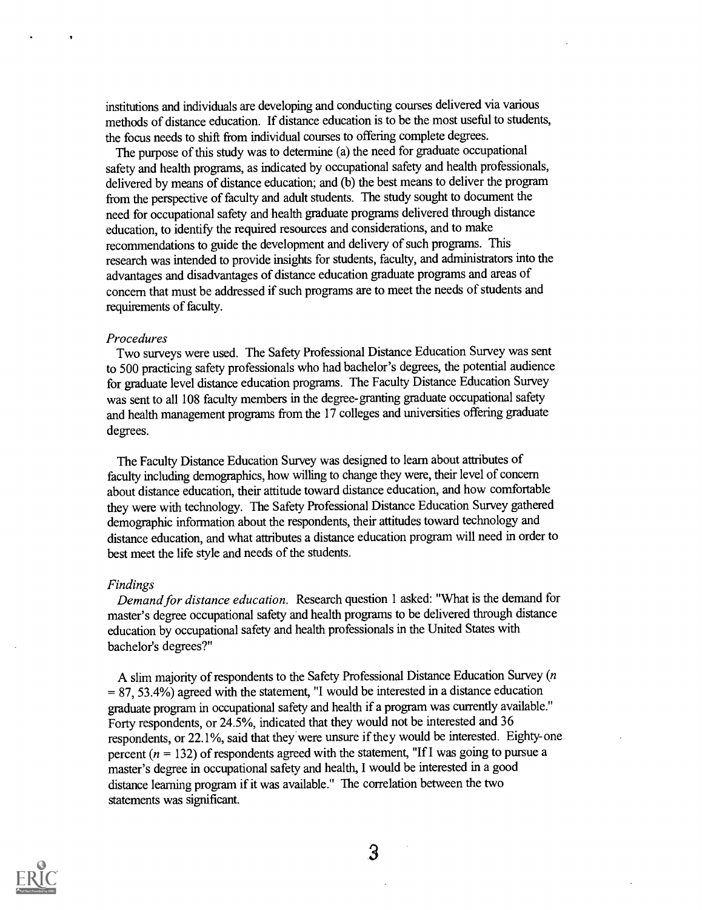institutions and individuals are developing and conducting courses delivered via various methods of distance education. If distance education is to be the most useful to students, the focus needs to shift from individual courses to offering complete degrees.

The purpose of this study was to determine (a) the need for graduate occupational safety and health programs, as indicated by occupational safety and health professionals, delivered by means of distance education; and (b) the best means to deliver the program from the perspective of faculty and adult students. The study sought to document the need for occupational safety and health graduate programs delivered through distance education, to identify the required resources and considerations, and to make recommendations to guide the development and delivery of such programs. This research was intended to provide insights for students, faculty, and administrators into the advantages and disadvantages of distance education graduate programs and areas of concern that must be addressed if such programs are to meet the needs of students and requirements of faculty.

### *Procedures*

Two surveys were used. The Safety Professional Distance Education Survey was sent to 500 practicing safety professionals who had bachelor's degrees, the potential audience for graduate level distance education programs. The Faculty Distance Education Survey was sent to all 108 faculty members in the degree-granting graduate occupational safety and health management programs from the 17 colleges and universities offering graduate degrees.

The Faculty Distance Education Survey was designed to learn about attributes of faculty including demographics, how willing to change they were, their level of concern about distance education, their attitude toward distance education, and how comfortable they were with technology. The Safety Professional Distance Education Survey gathered demographic information about the respondents, their attitudes toward technology and distance education, and what attributes a distance education program will need in order to best meet the life style and needs of the students.

### *Findings*

*Demand for distance education.* Research question 1 asked: "What is the demand for master's degree occupational safety and health programs to be delivered through distance education by occupational safety and health professionals in the United States with bachelor's degrees?"

A slim majority of respondents to the Safety Professional Distance Education Survey ($n = 87$, 53.4%) agreed with the statement, "I would be interested in a distance education graduate program in occupational safety and health if a program was currently available." Forty respondents, or 24.5%, indicated that they would not be interested and 36 respondents, or 22.1%, said that they were unsure if they would be interested. Eighty-one percent ($n = 132$) of respondents agreed with the statement, "If I was going to pursue a master's degree in occupational safety and health, I would be interested in a good distance learning program if it was available." The correlation between the two statements was significant.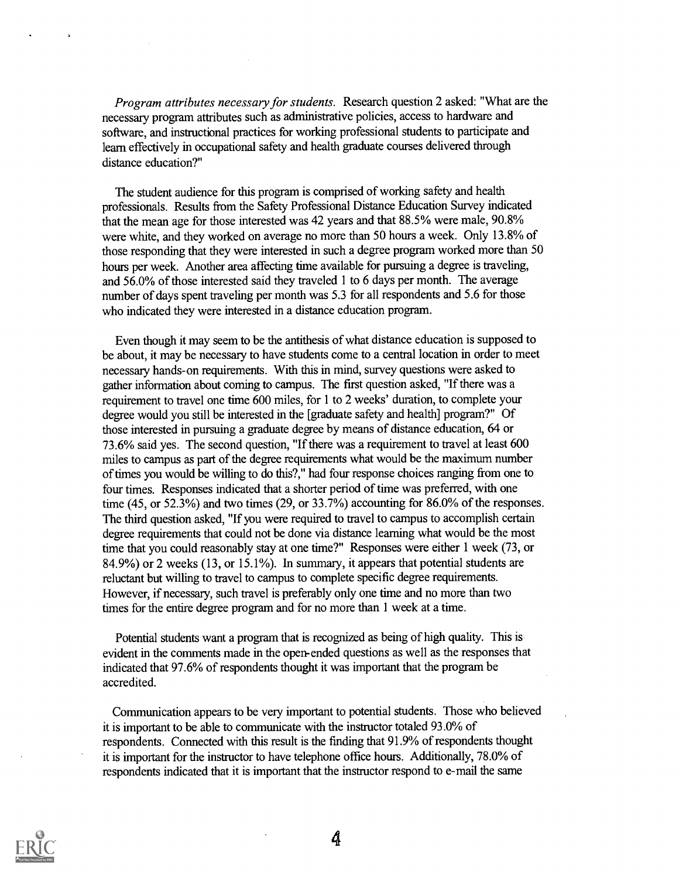*Program attributes necessary for students.* Research question 2 asked: "What are the necessary program attributes such as administrative policies, access to hardware and software, and instructional practices for working professional students to participate and learn effectively in occupational safety and health graduate courses delivered through distance education?"

The student audience for this program is comprised of working safety and health professionals. Results from the Safety Professional Distance Education Survey indicated that the mean age for those interested was 42 years and that 88.5% were male, 90.8% were white, and they worked on average no more than 50 hours a week. Only 13.8% of those responding that they were interested in such a degree program worked more than 50 hours per week. Another area affecting time available for pursuing a degree is traveling, and 56.0% of those interested said they traveled 1 to 6 days per month. The average number of days spent traveling per month was 5.3 for all respondents and 5.6 for those who indicated they were interested in a distance education program.

Even though it may seem to be the antithesis of what distance education is supposed to be about, it may be necessary to have students come to a central location in order to meet necessary hands-on requirements. With this in mind, survey questions were asked to gather information about coming to campus. The first question asked, "If there was a requirement to travel one time 600 miles, for 1 to 2 weeks' duration, to complete your degree would you still be interested in the [graduate safety and health] program?" Of those interested in pursuing a graduate degree by means of distance education, 64 or 73.6% said yes. The second question, "If there was a requirement to travel at least 600 miles to campus as part of the degree requirements what would be the maximum number of times you would be willing to do this?," had four response choices ranging from one to four times. Responses indicated that a shorter period of time was preferred, with one time (45, or 52.3%) and two times (29, or 33.7%) accounting for 86.0% of the responses. The third question asked, "If you were required to travel to campus to accomplish certain degree requirements that could not be done via distance learning what would be the most time that you could reasonably stay at one time?" Responses were either 1 week (73, or 84.9%) or 2 weeks (13, or 15.1%). In summary, it appears that potential students are reluctant but willing to travel to campus to complete specific degree requirements. However, if necessary, such travel is preferably only one time and no more than two times for the entire degree program and for no more than 1 week at a time.

Potential students want a program that is recognized as being of high quality. This is evident in the comments made in the open-ended questions as well as the responses that indicated that 97.6% of respondents thought it was important that the program be accredited.

Communication appears to be very important to potential students. Those who believed it is important to be able to communicate with the instructor totaled 93.0% of respondents. Connected with this result is the finding that 91.9% of respondents thought it is important for the instructor to have telephone office hours. Additionally, 78.0% of respondents indicated that it is important that the instructor respond to e-mail the same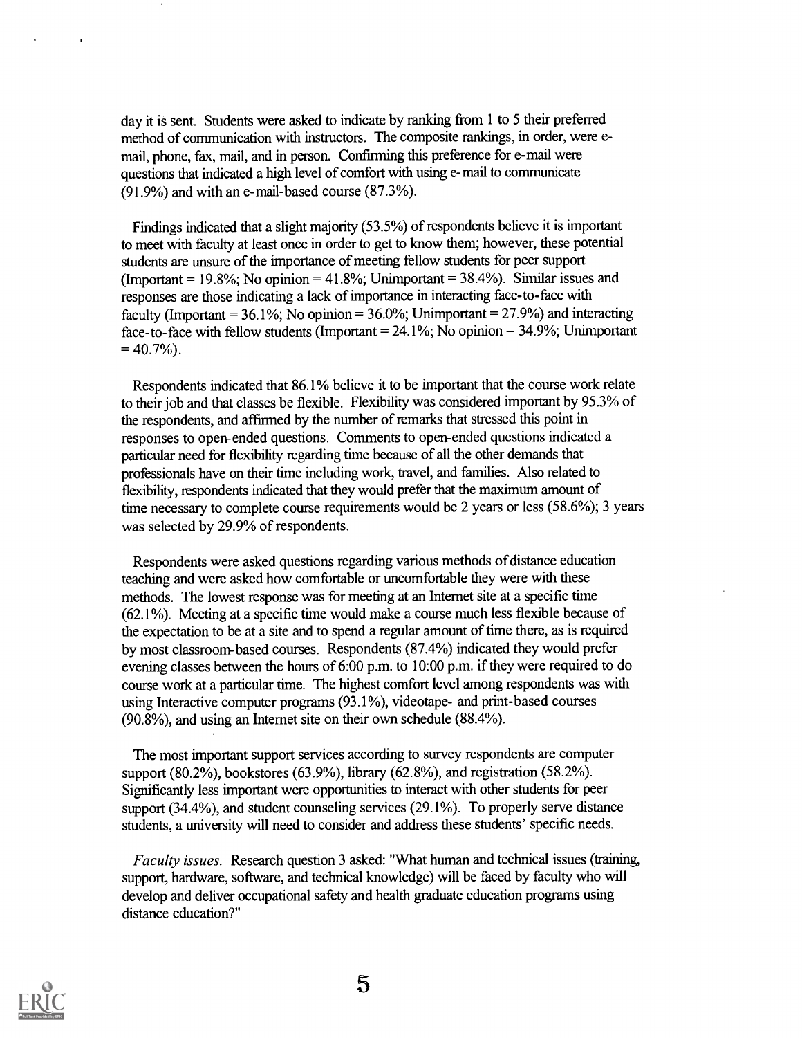day it is sent. Students were asked to indicate by ranking from 1 to 5 their preferred method of communication with instructors. The composite rankings, in order, were e-mail, phone, fax, mail, and in person. Confirming this preference for e-mail were questions that indicated a high level of comfort with using e-mail to communicate (91.9%) and with an e-mail-based course (87.3%).

Findings indicated that a slight majority (53.5%) of respondents believe it is important to meet with faculty at least once in order to get to know them; however, these potential students are unsure of the importance of meeting fellow students for peer support (Important = 19.8%; No opinion = 41.8%; Unimportant = 38.4%). Similar issues and responses are those indicating a lack of importance in interacting face-to-face with faculty (Important = 36.1%; No opinion = 36.0%; Unimportant = 27.9%) and interacting face-to-face with fellow students (Important = 24.1%; No opinion = 34.9%; Unimportant = 40.7%).

Respondents indicated that 86.1% believe it to be important that the course work relate to their job and that classes be flexible. Flexibility was considered important by 95.3% of the respondents, and affirmed by the number of remarks that stressed this point in responses to open-ended questions. Comments to open-ended questions indicated a particular need for flexibility regarding time because of all the other demands that professionals have on their time including work, travel, and families. Also related to flexibility, respondents indicated that they would prefer that the maximum amount of time necessary to complete course requirements would be 2 years or less (58.6%); 3 years was selected by 29.9% of respondents.

Respondents were asked questions regarding various methods of distance education teaching and were asked how comfortable or uncomfortable they were with these methods. The lowest response was for meeting at an Internet site at a specific time (62.1%). Meeting at a specific time would make a course much less flexible because of the expectation to be at a site and to spend a regular amount of time there, as is required by most classroom-based courses. Respondents (87.4%) indicated they would prefer evening classes between the hours of 6:00 p.m. to 10:00 p.m. if they were required to do course work at a particular time. The highest comfort level among respondents was with using Interactive computer programs (93.1%), videotape- and print-based courses (90.8%), and using an Internet site on their own schedule (88.4%).

The most important support services according to survey respondents are computer support (80.2%), bookstores (63.9%), library (62.8%), and registration (58.2%). Significantly less important were opportunities to interact with other students for peer support (34.4%), and student counseling services (29.1%). To properly serve distance students, a university will need to consider and address these students' specific needs.

*Faculty issues.* Research question 3 asked: "What human and technical issues (training, support, hardware, software, and technical knowledge) will be faced by faculty who will develop and deliver occupational safety and health graduate education programs using distance education?"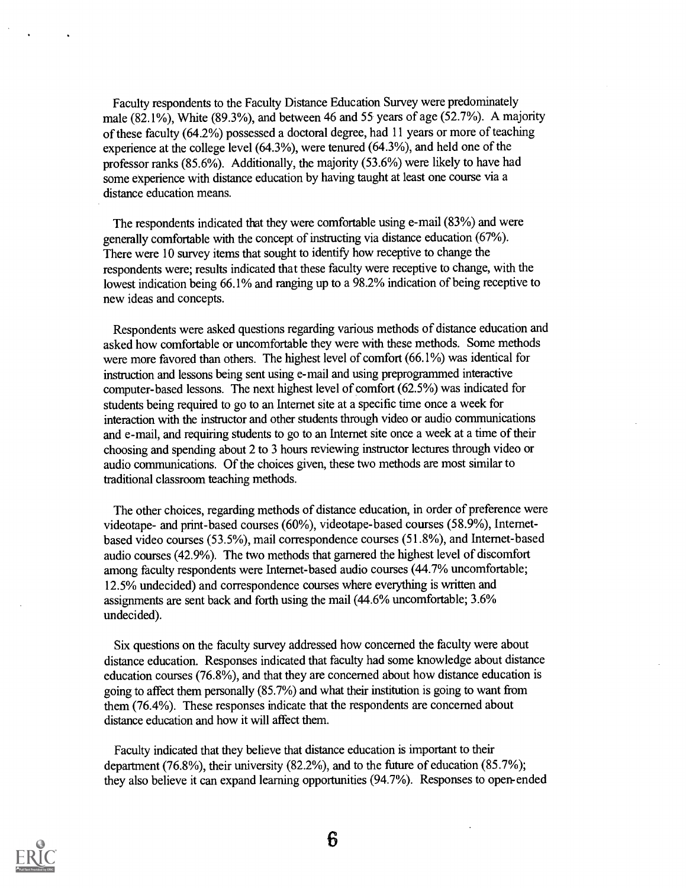Faculty respondents to the Faculty Distance Education Survey were predominately male (82.1%), White (89.3%), and between 46 and 55 years of age (52.7%). A majority of these faculty (64.2%) possessed a doctoral degree, had 11 years or more of teaching experience at the college level (64.3%), were tenured (64.3%), and held one of the professor ranks (85.6%). Additionally, the majority (53.6%) were likely to have had some experience with distance education by having taught at least one course via a distance education means.

The respondents indicated that they were comfortable using e-mail (83%) and were generally comfortable with the concept of instructing via distance education (67%). There were 10 survey items that sought to identify how receptive to change the respondents were; results indicated that these faculty were receptive to change, with the lowest indication being 66.1% and ranging up to a 98.2% indication of being receptive to new ideas and concepts.

Respondents were asked questions regarding various methods of distance education and asked how comfortable or uncomfortable they were with these methods. Some methods were more favored than others. The highest level of comfort (66.1%) was identical for instruction and lessons being sent using e-mail and using preprogrammed interactive computer-based lessons. The next highest level of comfort (62.5%) was indicated for students being required to go to an Internet site at a specific time once a week for interaction with the instructor and other students through video or audio communications and e-mail, and requiring students to go to an Internet site once a week at a time of their choosing and spending about 2 to 3 hours reviewing instructor lectures through video or audio communications. Of the choices given, these two methods are most similar to traditional classroom teaching methods.

The other choices, regarding methods of distance education, in order of preference were videotape- and print-based courses (60%), videotape-based courses (58.9%), Internet-based video courses (53.5%), mail correspondence courses (51.8%), and Internet-based audio courses (42.9%). The two methods that garnered the highest level of discomfort among faculty respondents were Internet-based audio courses (44.7% uncomfortable; 12.5% undecided) and correspondence courses where everything is written and assignments are sent back and forth using the mail (44.6% uncomfortable; 3.6% undecided).

Six questions on the faculty survey addressed how concerned the faculty were about distance education. Responses indicated that faculty had some knowledge about distance education courses (76.8%), and that they are concerned about how distance education is going to affect them personally (85.7%) and what their institution is going to want from them (76.4%). These responses indicate that the respondents are concerned about distance education and how it will affect them.

Faculty indicated that they believe that distance education is important to their department (76.8%), their university (82.2%), and to the future of education (85.7%); they also believe it can expand learning opportunities (94.7%). Responses to open-ended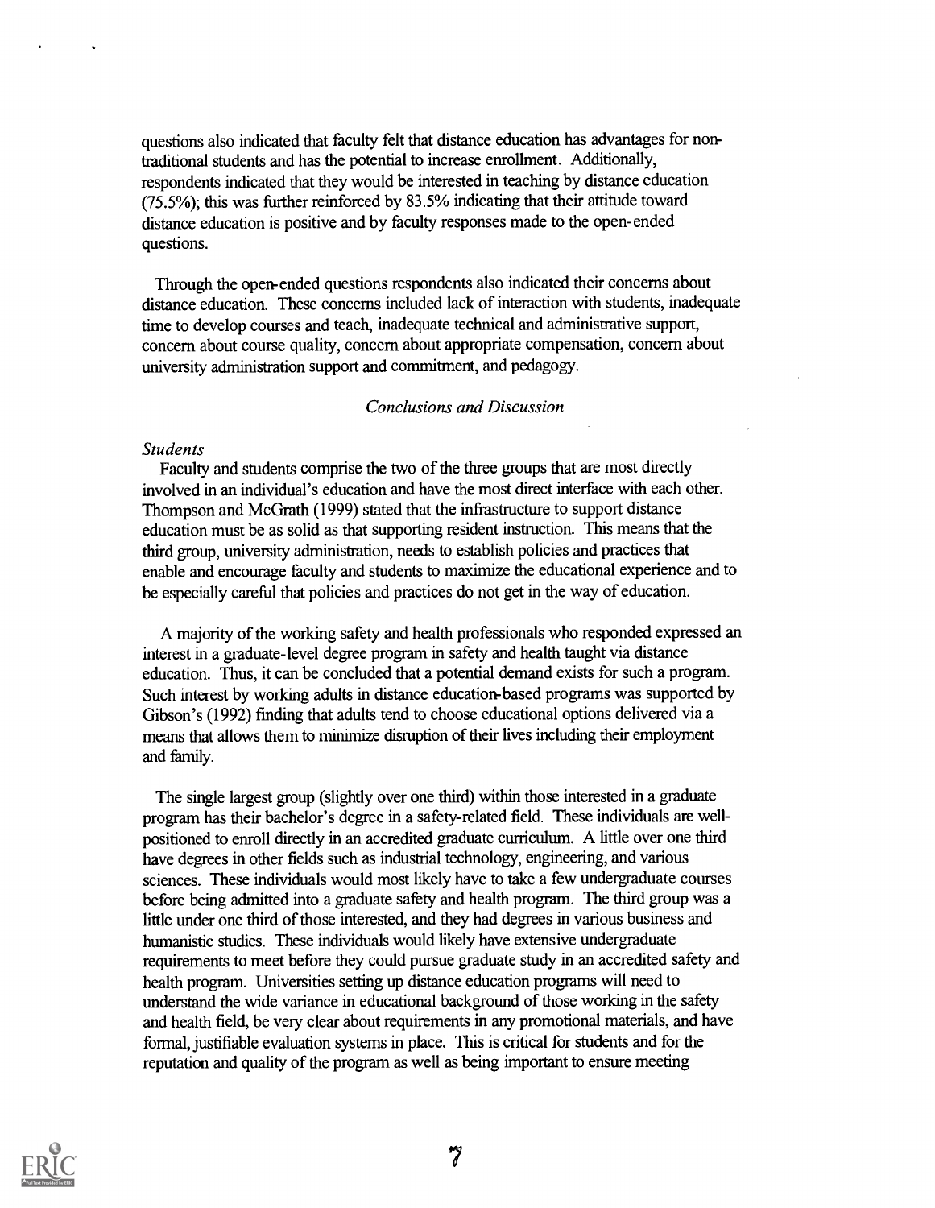questions also indicated that faculty felt that distance education has advantages for non-traditional students and has the potential to increase enrollment. Additionally, respondents indicated that they would be interested in teaching by distance education (75.5%); this was further reinforced by 83.5% indicating that their attitude toward distance education is positive and by faculty responses made to the open-ended questions.

Through the open-ended questions respondents also indicated their concerns about distance education. These concerns included lack of interaction with students, inadequate time to develop courses and teach, inadequate technical and administrative support, concern about course quality, concern about appropriate compensation, concern about university administration support and commitment, and pedagogy.

## *Conclusions and Discussion*

### *Students*

Faculty and students comprise the two of the three groups that are most directly involved in an individual's education and have the most direct interface with each other. Thompson and McGrath (1999) stated that the infrastructure to support distance education must be as solid as that supporting resident instruction. This means that the third group, university administration, needs to establish policies and practices that enable and encourage faculty and students to maximize the educational experience and to be especially careful that policies and practices do not get in the way of education.

A majority of the working safety and health professionals who responded expressed an interest in a graduate-level degree program in safety and health taught via distance education. Thus, it can be concluded that a potential demand exists for such a program. Such interest by working adults in distance education-based programs was supported by Gibson's (1992) finding that adults tend to choose educational options delivered via a means that allows them to minimize disruption of their lives including their employment and family.

The single largest group (slightly over one third) within those interested in a graduate program has their bachelor's degree in a safety-related field. These individuals are well-positioned to enroll directly in an accredited graduate curriculum. A little over one third have degrees in other fields such as industrial technology, engineering, and various sciences. These individuals would most likely have to take a few undergraduate courses before being admitted into a graduate safety and health program. The third group was a little under one third of those interested, and they had degrees in various business and humanistic studies. These individuals would likely have extensive undergraduate requirements to meet before they could pursue graduate study in an accredited safety and health program. Universities setting up distance education programs will need to understand the wide variance in educational background of those working in the safety and health field, be very clear about requirements in any promotional materials, and have formal, justifiable evaluation systems in place. This is critical for students and for the reputation and quality of the program as well as being important to ensure meeting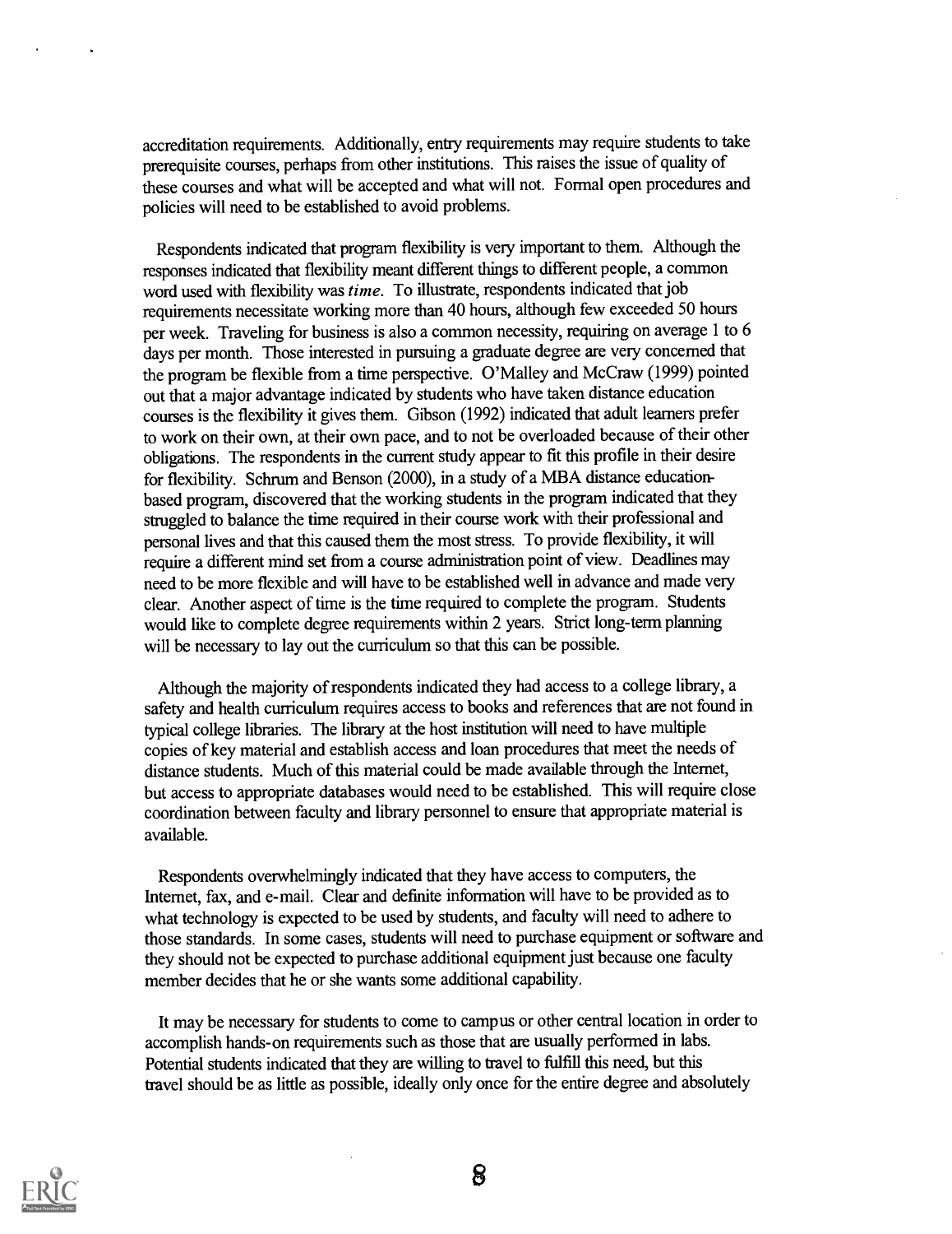accreditation requirements. Additionally, entry requirements may require students to take prerequisite courses, perhaps from other institutions. This raises the issue of quality of these courses and what will be accepted and what will not. Formal open procedures and policies will need to be established to avoid problems.

Respondents indicated that program flexibility is very important to them. Although the responses indicated that flexibility meant different things to different people, a common word used with flexibility was *time*. To illustrate, respondents indicated that job requirements necessitate working more than 40 hours, although few exceeded 50 hours per week. Traveling for business is also a common necessity, requiring on average 1 to 6 days per month. Those interested in pursuing a graduate degree are very concerned that the program be flexible from a time perspective. O'Malley and McCraw (1999) pointed out that a major advantage indicated by students who have taken distance education courses is the flexibility it gives them. Gibson (1992) indicated that adult learners prefer to work on their own, at their own pace, and to not be overloaded because of their other obligations. The respondents in the current study appear to fit this profile in their desire for flexibility. Schrum and Benson (2000), in a study of a MBA distance education-based program, discovered that the working students in the program indicated that they struggled to balance the time required in their course work with their professional and personal lives and that this caused them the most stress. To provide flexibility, it will require a different mind set from a course administration point of view. Deadlines may need to be more flexible and will have to be established well in advance and made very clear. Another aspect of time is the time required to complete the program. Students would like to complete degree requirements within 2 years. Strict long-term planning will be necessary to lay out the curriculum so that this can be possible.

Although the majority of respondents indicated they had access to a college library, a safety and health curriculum requires access to books and references that are not found in typical college libraries. The library at the host institution will need to have multiple copies of key material and establish access and loan procedures that meet the needs of distance students. Much of this material could be made available through the Internet, but access to appropriate databases would need to be established. This will require close coordination between faculty and library personnel to ensure that appropriate material is available.

Respondents overwhelmingly indicated that they have access to computers, the Internet, fax, and e-mail. Clear and definite information will have to be provided as to what technology is expected to be used by students, and faculty will need to adhere to those standards. In some cases, students will need to purchase equipment or software and they should not be expected to purchase additional equipment just because one faculty member decides that he or she wants some additional capability.

It may be necessary for students to come to campus or other central location in order to accomplish hands-on requirements such as those that are usually performed in labs. Potential students indicated that they are willing to travel to fulfill this need, but this travel should be as little as possible, ideally only once for the entire degree and absolutely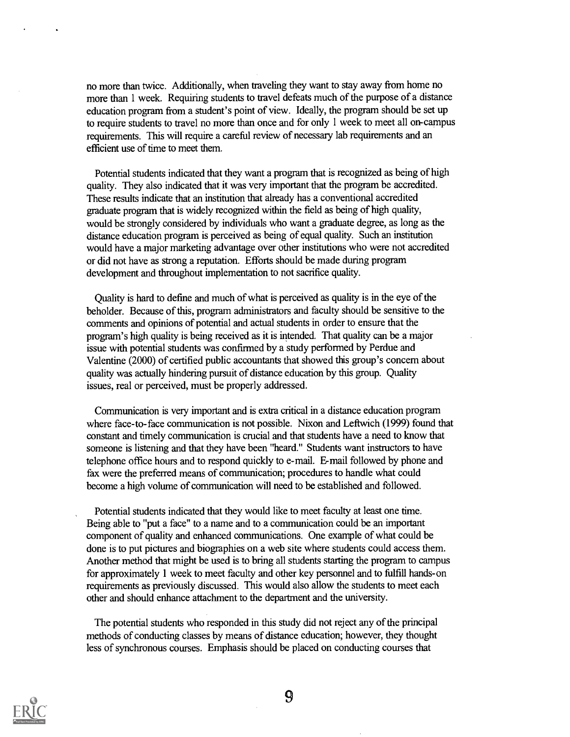no more than twice. Additionally, when traveling they want to stay away from home no more than 1 week. Requiring students to travel defeats much of the purpose of a distance education program from a student's point of view. Ideally, the program should be set up to require students to travel no more than once and for only 1 week to meet all on-campus requirements. This will require a careful review of necessary lab requirements and an efficient use of time to meet them.

Potential students indicated that they want a program that is recognized as being of high quality. They also indicated that it was very important that the program be accredited. These results indicate that an institution that already has a conventional accredited graduate program that is widely recognized within the field as being of high quality, would be strongly considered by individuals who want a graduate degree, as long as the distance education program is perceived as being of equal quality. Such an institution would have a major marketing advantage over other institutions who were not accredited or did not have as strong a reputation. Efforts should be made during program development and throughout implementation to not sacrifice quality.

Quality is hard to define and much of what is perceived as quality is in the eye of the beholder. Because of this, program administrators and faculty should be sensitive to the comments and opinions of potential and actual students in order to ensure that the program's high quality is being received as it is intended. That quality can be a major issue with potential students was confirmed by a study performed by Perdue and Valentine (2000) of certified public accountants that showed this group's concern about quality was actually hindering pursuit of distance education by this group. Quality issues, real or perceived, must be properly addressed.

Communication is very important and is extra critical in a distance education program where face-to-face communication is not possible. Nixon and Leftwich (1999) found that constant and timely communication is crucial and that students have a need to know that someone is listening and that they have been "heard." Students want instructors to have telephone office hours and to respond quickly to e-mail. E-mail followed by phone and fax were the preferred means of communication; procedures to handle what could become a high volume of communication will need to be established and followed.

Potential students indicated that they would like to meet faculty at least one time. Being able to "put a face" to a name and to a communication could be an important component of quality and enhanced communications. One example of what could be done is to put pictures and biographies on a web site where students could access them. Another method that might be used is to bring all students starting the program to campus for approximately 1 week to meet faculty and other key personnel and to fulfill hands-on requirements as previously discussed. This would also allow the students to meet each other and should enhance attachment to the department and the university.

The potential students who responded in this study did not reject any of the principal methods of conducting classes by means of distance education; however, they thought less of synchronous courses. Emphasis should be placed on conducting courses that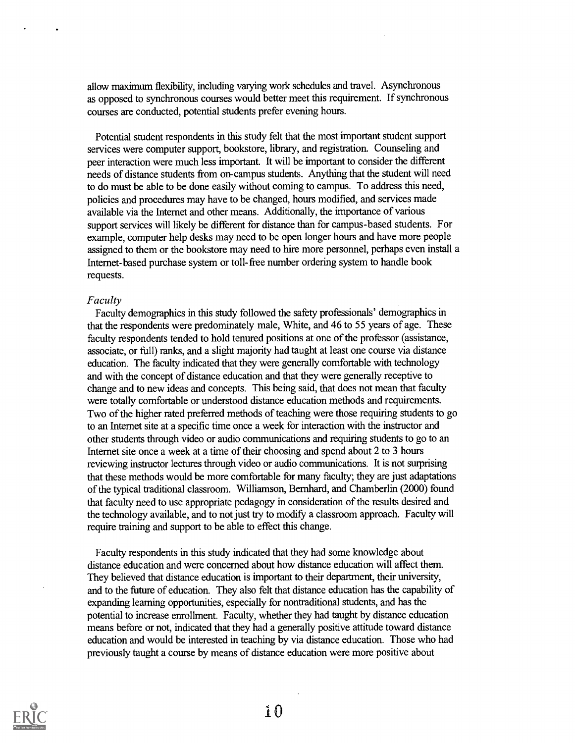allow maximum flexibility, including varying work schedules and travel. Asynchronous as opposed to synchronous courses would better meet this requirement. If synchronous courses are conducted, potential students prefer evening hours.

Potential student respondents in this study felt that the most important student support services were computer support, bookstore, library, and registration. Counseling and peer interaction were much less important. It will be important to consider the different needs of distance students from on-campus students. Anything that the student will need to do must be able to be done easily without coming to campus. To address this need, policies and procedures may have to be changed, hours modified, and services made available via the Internet and other means. Additionally, the importance of various support services will likely be different for distance than for campus-based students. For example, computer help desks may need to be open longer hours and have more people assigned to them or the bookstore may need to hire more personnel, perhaps even install a Internet-based purchase system or toll-free number ordering system to handle book requests.

*Faculty*

Faculty demographics in this study followed the safety professionals' demographics in that the respondents were predominately male, White, and 46 to 55 years of age. These faculty respondents tended to hold tenured positions at one of the professor (assistance, associate, or full) ranks, and a slight majority had taught at least one course via distance education. The faculty indicated that they were generally comfortable with technology and with the concept of distance education and that they were generally receptive to change and to new ideas and concepts. This being said, that does not mean that faculty were totally comfortable or understood distance education methods and requirements. Two of the higher rated preferred methods of teaching were those requiring students to go to an Internet site at a specific time once a week for interaction with the instructor and other students through video or audio communications and requiring students to go to an Internet site once a week at a time of their choosing and spend about 2 to 3 hours reviewing instructor lectures through video or audio communications. It is not surprising that these methods would be more comfortable for many faculty; they are just adaptations of the typical traditional classroom. Williamson, Bernhard, and Chamberlin (2000) found that faculty need to use appropriate pedagogy in consideration of the results desired and the technology available, and to not just try to modify a classroom approach. Faculty will require training and support to be able to effect this change.

Faculty respondents in this study indicated that they had some knowledge about distance education and were concerned about how distance education will affect them. They believed that distance education is important to their department, their university, and to the future of education. They also felt that distance education has the capability of expanding learning opportunities, especially for nontraditional students, and has the potential to increase enrollment. Faculty, whether they had taught by distance education means before or not, indicated that they had a generally positive attitude toward distance education and would be interested in teaching by via distance education. Those who had previously taught a course by means of distance education were more positive about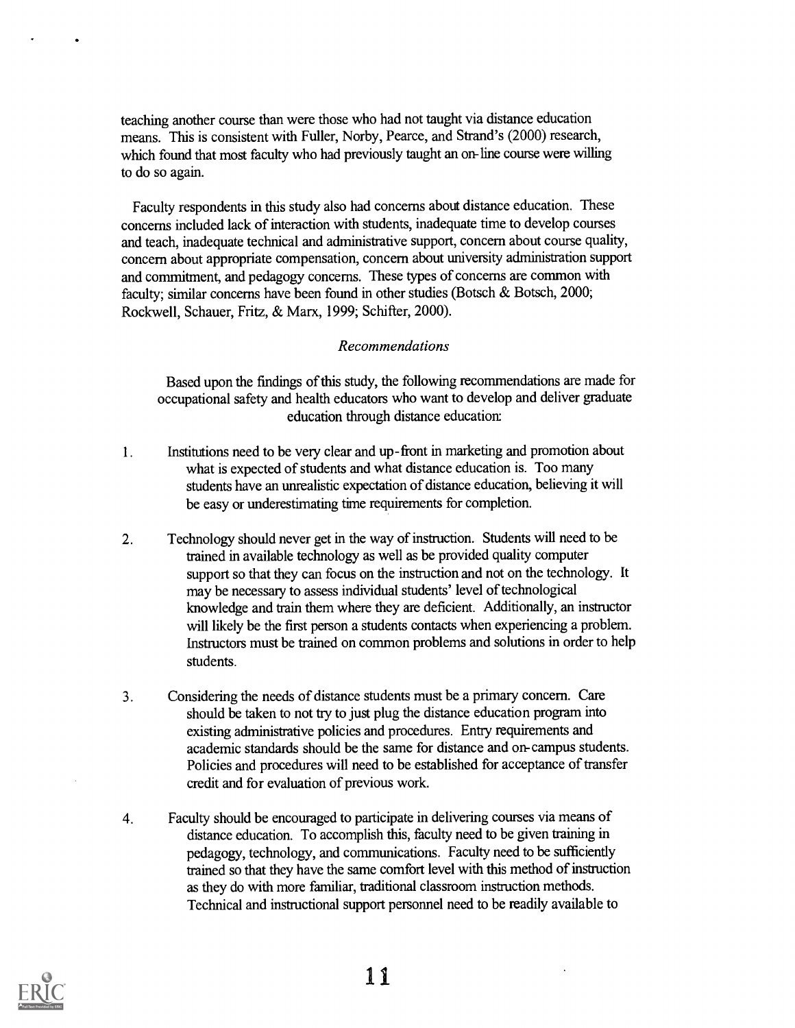teaching another course than were those who had not taught via distance education means. This is consistent with Fuller, Norby, Pearce, and Strand's (2000) research, which found that most faculty who had previously taught an on-line course were willing to do so again.

Faculty respondents in this study also had concerns about distance education. These concerns included lack of interaction with students, inadequate time to develop courses and teach, inadequate technical and administrative support, concern about course quality, concern about appropriate compensation, concern about university administration support and commitment, and pedagogy concerns. These types of concerns are common with faculty; similar concerns have been found in other studies (Botsch & Botsch, 2000; Rockwell, Schauer, Fritz, & Marx, 1999; Schifter, 2000).

### *Recommendations*

Based upon the findings of this study, the following recommendations are made for occupational safety and health educators who want to develop and deliver graduate education through distance education:

1. Institutions need to be very clear and up-front in marketing and promotion about what is expected of students and what distance education is. Too many students have an unrealistic expectation of distance education, believing it will be easy or underestimating time requirements for completion.

2. Technology should never get in the way of instruction. Students will need to be trained in available technology as well as be provided quality computer support so that they can focus on the instruction and not on the technology. It may be necessary to assess individual students' level of technological knowledge and train them where they are deficient. Additionally, an instructor will likely be the first person a students contacts when experiencing a problem. Instructors must be trained on common problems and solutions in order to help students.

3. Considering the needs of distance students must be a primary concern. Care should be taken to not try to just plug the distance education program into existing administrative policies and procedures. Entry requirements and academic standards should be the same for distance and on-campus students. Policies and procedures will need to be established for acceptance of transfer credit and for evaluation of previous work.

4. Faculty should be encouraged to participate in delivering courses via means of distance education. To accomplish this, faculty need to be given training in pedagogy, technology, and communications. Faculty need to be sufficiently trained so that they have the same comfort level with this method of instruction as they do with more familiar, traditional classroom instruction methods. Technical and instructional support personnel need to be readily available to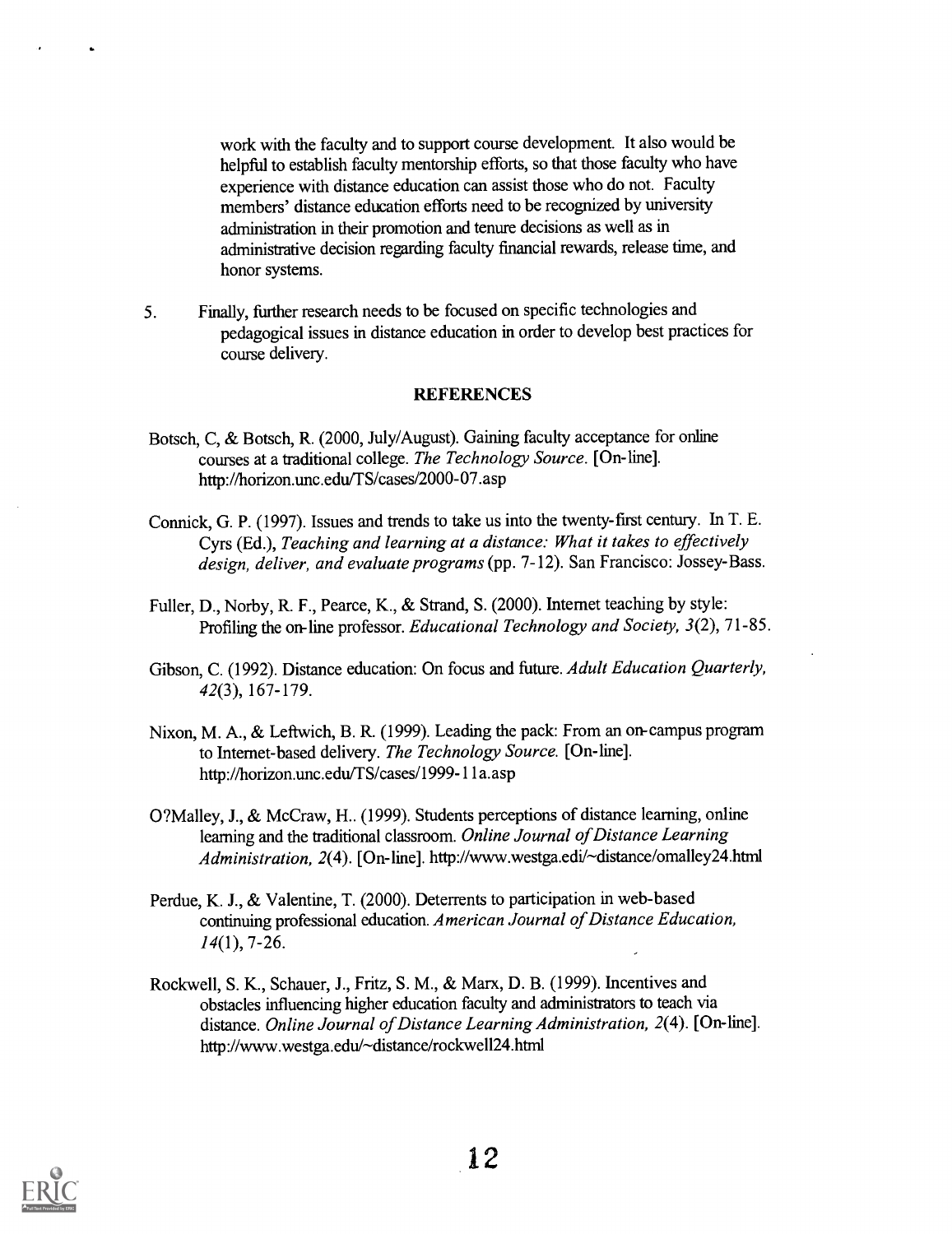work with the faculty and to support course development. It also would be helpful to establish faculty mentorship efforts, so that those faculty who have experience with distance education can assist those who do not. Faculty members' distance education efforts need to be recognized by university administration in their promotion and tenure decisions as well as in administrative decision regarding faculty financial rewards, release time, and honor systems.

5. Finally, further research needs to be focused on specific technologies and pedagogical issues in distance education in order to develop best practices for course delivery.

## REFERENCES

Botsch, C, & Botsch, R. (2000, July/August). Gaining faculty acceptance for online courses at a traditional college. *The Technology Source*. [On-line]. http://horizon.unc.edu/TS/cases/2000-07.asp

Connick, G. P. (1997). Issues and trends to take us into the twenty-first century. In T. E. Cyrs (Ed.), *Teaching and learning at a distance: What it takes to effectively design, deliver, and evaluate programs* (pp. 7-12). San Francisco: Jossey-Bass.

Fuller, D., Norby, R. F., Pearce, K., & Strand, S. (2000). Internet teaching by style: Profiling the on-line professor. *Educational Technology and Society, 3*(2), 71-85.

Gibson, C. (1992). Distance education: On focus and future. *Adult Education Quarterly, 42*(3), 167-179.

Nixon, M. A., & Leftwich, B. R. (1999). Leading the pack: From an on-campus program to Internet-based delivery. *The Technology Source.* [On-line]. http://horizon.unc.edu/TS/cases/1999-11a.asp

O?Malley, J., & McCraw, H.. (1999). Students perceptions of distance learning, online learning and the traditional classroom. *Online Journal of Distance Learning Administration, 2*(4). [On-line]. http://www.westga.edi/~distance/omalley24.html

Perdue, K. J., & Valentine, T. (2000). Deterrents to participation in web-based continuing professional education. *American Journal of Distance Education, 14*(1), 7-26.

Rockwell, S. K., Schauer, J., Fritz, S. M., & Marx, D. B. (1999). Incentives and obstacles influencing higher education faculty and administrators to teach via distance. *Online Journal of Distance Learning Administration, 2*(4). [On-line]. http://www.westga.edu/~distance/rockwell24.html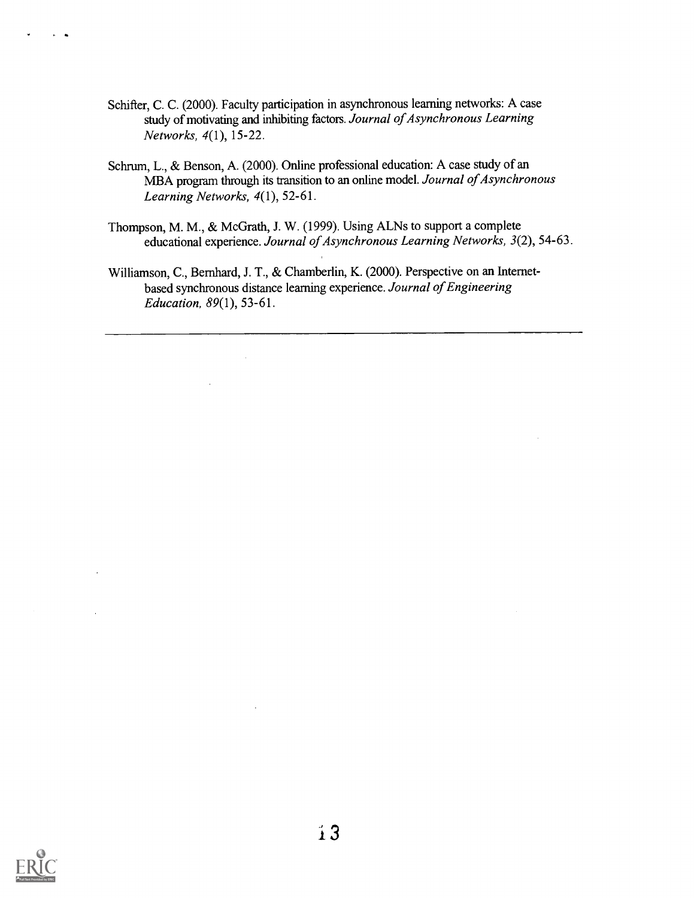Schifter, C. C. (2000). Faculty participation in asynchronous learning networks: A case study of motivating and inhibiting factors. *Journal of Asynchronous Learning Networks, 4*(1), 15-22.

Schrum, L., & Benson, A. (2000). Online professional education: A case study of an MBA program through its transition to an online model. *Journal of Asynchronous Learning Networks, 4*(1), 52-61.

Thompson, M. M., & McGrath, J. W. (1999). Using ALNs to support a complete educational experience. *Journal of Asynchronous Learning Networks, 3*(2), 54-63.

Williamson, C., Bernhard, J. T., & Chamberlin, K. (2000). Perspective on an Internet-based synchronous distance learning experience. *Journal of Engineering Education, 89*(1), 53-61.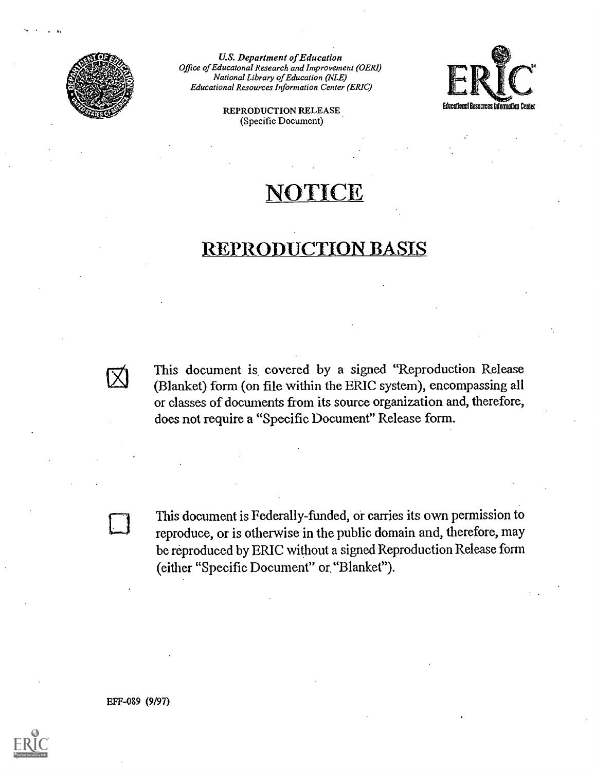*U.S. Department of Education*
*Office of Educatonal Research and Improvement (OERI)*
*National Library of Education (NLE)*
*Educational Resources Information Center (ERIC)*

REPRODUCTION RELEASE
(Specific Document)

# NOTICE

## REPRODUCTION BASIS

☒ This document is covered by a signed "Reproduction Release (Blanket) form (on file within the ERIC system), encompassing all or classes of documents from its source organization and, therefore, does not require a "Specific Document" Release form.

☐ This document is Federally-funded, or carries its own permission to reproduce, or is otherwise in the public domain and, therefore, may be reproduced by ERIC without a signed Reproduction Release form (either "Specific Document" or "Blanket").

EFF-089 (9/97)